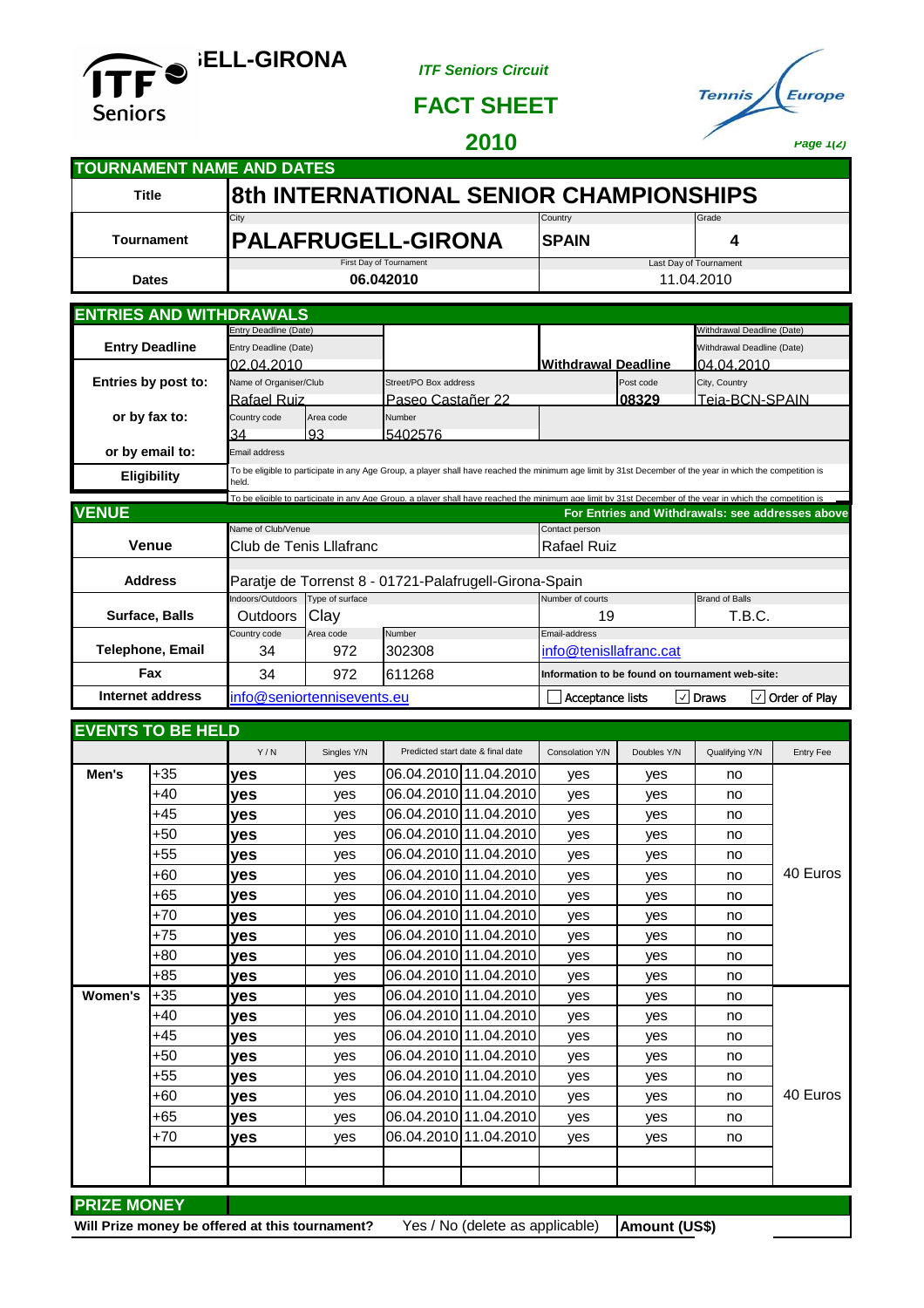ıELL-GIRONA

*ITF Seniors Circuit*

## FACT SHEET

## 2010

### TOURNAMENT NAME AND DATES

| | | | |
|---|---|---|---|
| **Title** | **8th INTERNATIONAL SENIOR CHAMPIONSHIPS** | | |
| **Tournament** | City: **PALAFRUGELL-GIRONA** | Country: **SPAIN** | Grade: **4** |
| **Dates** | First Day of Tournament: **06.042010** | Last Day of Tournament: 11.04.2010 | |

### ENTRIES AND WITHDRAWALS

| | | | | | |
|---|---|---|---|---|---|
| **Entry Deadline** | Entry Deadline (Date): 02.04.2010 | | **Withdrawal Deadline** | | Withdrawal Deadline (Date): 04.04.2010 |
| **Entries by post to:** | Name of Organiser/Club: Rafael Ruiz | Street/PO Box address: Paseo Castañer 22 | | Post code: 08329 | City, Country: Teia-BCN-SPAIN |
| **or by fax to:** | Country code: 34 | Area code: 93 | Number: 5402576 | | |
| **or by email to:** | Email address: | | | | |
| **Eligibility** | To be eligible to participate in any Age Group, a player shall have reached the minimum age limit by 31st December of the year in which the competition is held. | | | | |

### VENUE

For Entries and Withdrawals: see addresses above

| | | | | | |
|---|---|---|---|---|---|
| **Venue** | Name of Club/Venue: Club de Tenis Llafranc | | | Contact person: Rafael Ruiz | |
| **Address** | Paratje de Torrent 8 - 01721-Palafrugell-Girona-Spain | | | | |
| **Surface, Balls** | Indoors/Outdoors: Outdoors | Type of surface: Clay | | Number of courts: 19 | Brand of Balls: T.B.C. |
| **Telephone, Email** | Country code: 34 | Area code: 972 | Number: 302308 | Email-address: info@tenisllafranc.cat | |
| **Fax** | 34 | 972 | 611268 | Information to be found on tournament web-site: | |
| **Internet address** | info@seniortennisevents.eu | | | ☐ Acceptance lists ☑ Draws | ☑ Order of Play |

### EVENTS TO BE HELD

| | | Y / N | Singles Y/N | Predicted start date | & final date | Consolation Y/N | Doubles Y/N | Qualifying Y/N | Entry Fee |
|---|---|---|---|---|---|---|---|---|---|
| **Men's** | +35 | **yes** | yes | 06.04.2010 | 11.04.2010 | yes | yes | no | |
| | +40 | **yes** | yes | 06.04.2010 | 11.04.2010 | yes | yes | no | |
| | +45 | **yes** | yes | 06.04.2010 | 11.04.2010 | yes | yes | no | |
| | +50 | **yes** | yes | 06.04.2010 | 11.04.2010 | yes | yes | no | |
| | +55 | **yes** | yes | 06.04.2010 | 11.04.2010 | yes | yes | no | |
| | +60 | **yes** | yes | 06.04.2010 | 11.04.2010 | yes | yes | no | 40 Euros |
| | +65 | **yes** | yes | 06.04.2010 | 11.04.2010 | yes | yes | no | |
| | +70 | **yes** | yes | 06.04.2010 | 11.04.2010 | yes | yes | no | |
| | +75 | **yes** | yes | 06.04.2010 | 11.04.2010 | yes | yes | no | |
| | +80 | **yes** | yes | 06.04.2010 | 11.04.2010 | yes | yes | no | |
| | +85 | **yes** | yes | 06.04.2010 | 11.04.2010 | yes | yes | no | |
| **Women's** | +35 | **yes** | yes | 06.04.2010 | 11.04.2010 | yes | yes | no | |
| | +40 | **yes** | yes | 06.04.2010 | 11.04.2010 | yes | yes | no | |
| | +45 | **yes** | yes | 06.04.2010 | 11.04.2010 | yes | yes | no | |
| | +50 | **yes** | yes | 06.04.2010 | 11.04.2010 | yes | yes | no | |
| | +55 | **yes** | yes | 06.04.2010 | 11.04.2010 | yes | yes | no | |
| | +60 | **yes** | yes | 06.04.2010 | 11.04.2010 | yes | yes | no | 40 Euros |
| | +65 | **yes** | yes | 06.04.2010 | 11.04.2010 | yes | yes | no | |
| | +70 | **yes** | yes | 06.04.2010 | 11.04.2010 | yes | yes | no | |

### PRIZE MONEY

**Will Prize money be offered at this tournament?** Yes / No (delete as applicable) **Amount (US$)**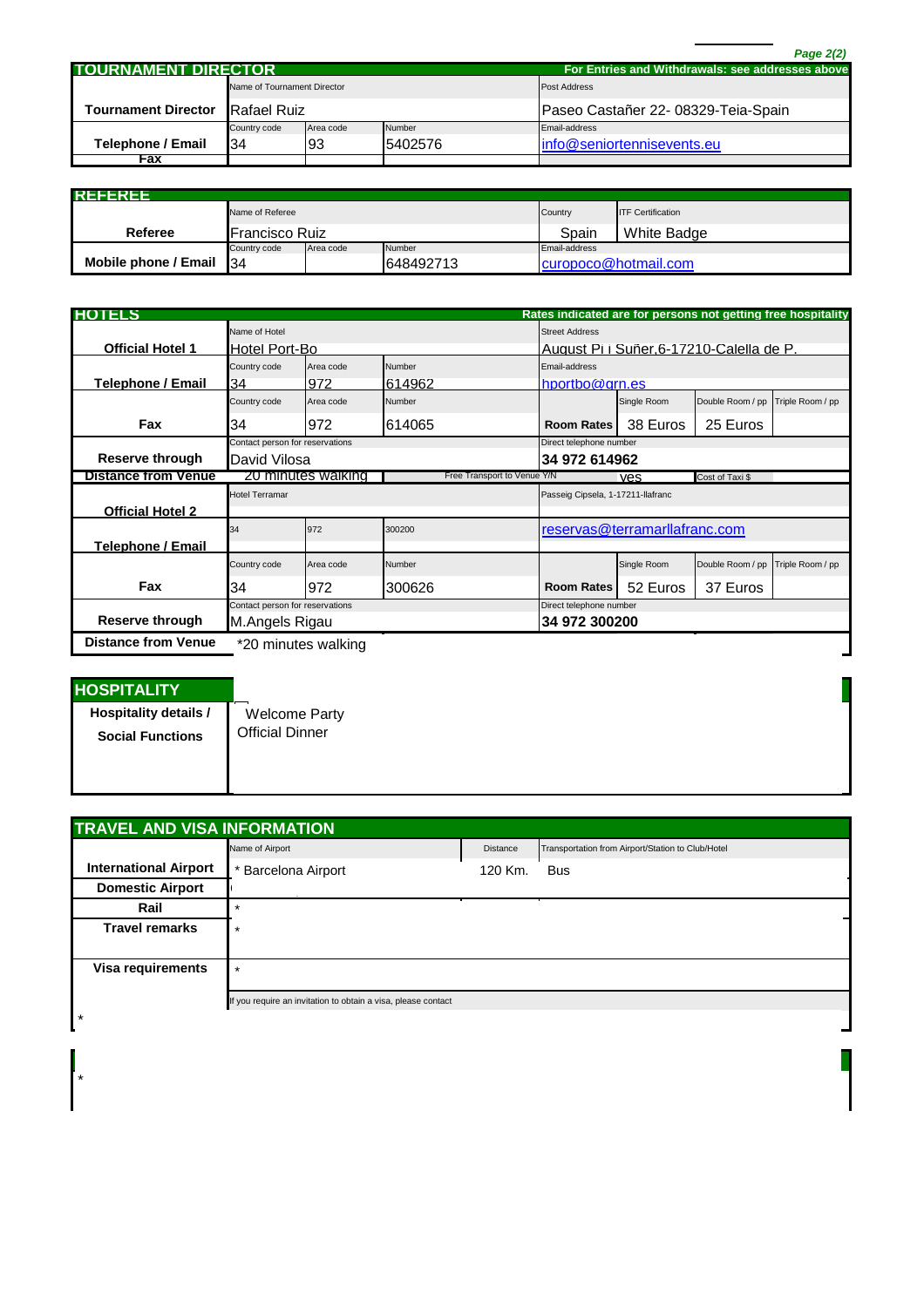*Page 2(2)*

## TOURNAMENT DIRECTOR

**For Entries and Withdrawals: see addresses above**

| | | | | |
|---|---|---|---|---|
| | Name of Tournament Director | | | Post Address |
| **Tournament Director** | Rafael Ruiz | | | Paseo Castañer 22- 08329-Teia-Spain |
| | Country code | Area code | Number | Email-address |
| **Telephone / Email** | 34 | 93 | 5402576 | info@seniortennisevents.eu |
| **Fax** | | | | |

## REFEREE

| | | | | | |
|---|---|---|---|---|---|
| | Name of Referee | | | Country | ITF Certification |
| **Referee** | Francisco Ruiz | | | Spain | White Badge |
| | Country code | Area code | Number | Email-address | |
| **Mobile phone / Email** | 34 | | 648492713 | curopoco@hotmail.com | |

## HOTELS

**Rates indicated are for persons not getting free hospitality**

| | | | | | | | |
|---|---|---|---|---|---|---|---|
| | Name of Hotel | | | Street Address | | | |
| **Official Hotel 1** | Hotel Port-Bo | | | August Pi i Suñer,6-17210-Calella de P. | | | |
| | Country code | Area code | Number | Email-address | | | |
| **Telephone / Email** | 34 | 972 | 614962 | hportbo@grn.es | | | |
| | Country code | Area code | Number | | Single Room | Double Room / pp | Triple Room / pp |
| **Fax** | 34 | 972 | 614065 | **Room Rates** | 38 Euros | 25 Euros | |
| | Contact person for reservations | | | Direct telephone number | | | |
| **Reserve through** | David Vilosa | | | 34 972 614962 | | | |
| **Distance from Venue** | 20 minutes walking | | Free Transport to Venue Y/N | | yes | Cost of Taxi $ | |
| | Hotel Terramar | | | Passeig Cipsela, 1-17211-llafranc | | | |
| **Official Hotel 2** | | | | | | | |
| **Telephone / Email** | 34 | 972 | 300200 | reservas@terramarllafranc.com | | | |
| | Country code | Area code | Number | | Single Room | Double Room / pp | Triple Room / pp |
| **Fax** | 34 | 972 | 300626 | **Room Rates** | 52 Euros | 37 Euros | |
| | Contact person for reservations | | | Direct telephone number | | | |
| **Reserve through** | M.Angels Rigau | | | 34 972 300200 | | | |
| **Distance from Venue** | *20 minutes walking | | | | | | |

## HOSPITALITY

| | |
|---|---|
| **Hospitality details / Social Functions** | Welcome Party<br>Official Dinner |

## TRAVEL AND VISA INFORMATION

| | | | |
|---|---|---|---|
| | Name of Airport | Distance | Transportation from Airport/Station to Club/Hotel |
| **International Airport** | * Barcelona Airport | 120 Km. | Bus |
| **Domestic Airport** | | | |
| **Rail** | * | | |
| **Travel remarks** | * | | |
| **Visa requirements** | * | | |
| | If you require an invitation to obtain a visa, please contact | | |

*

*